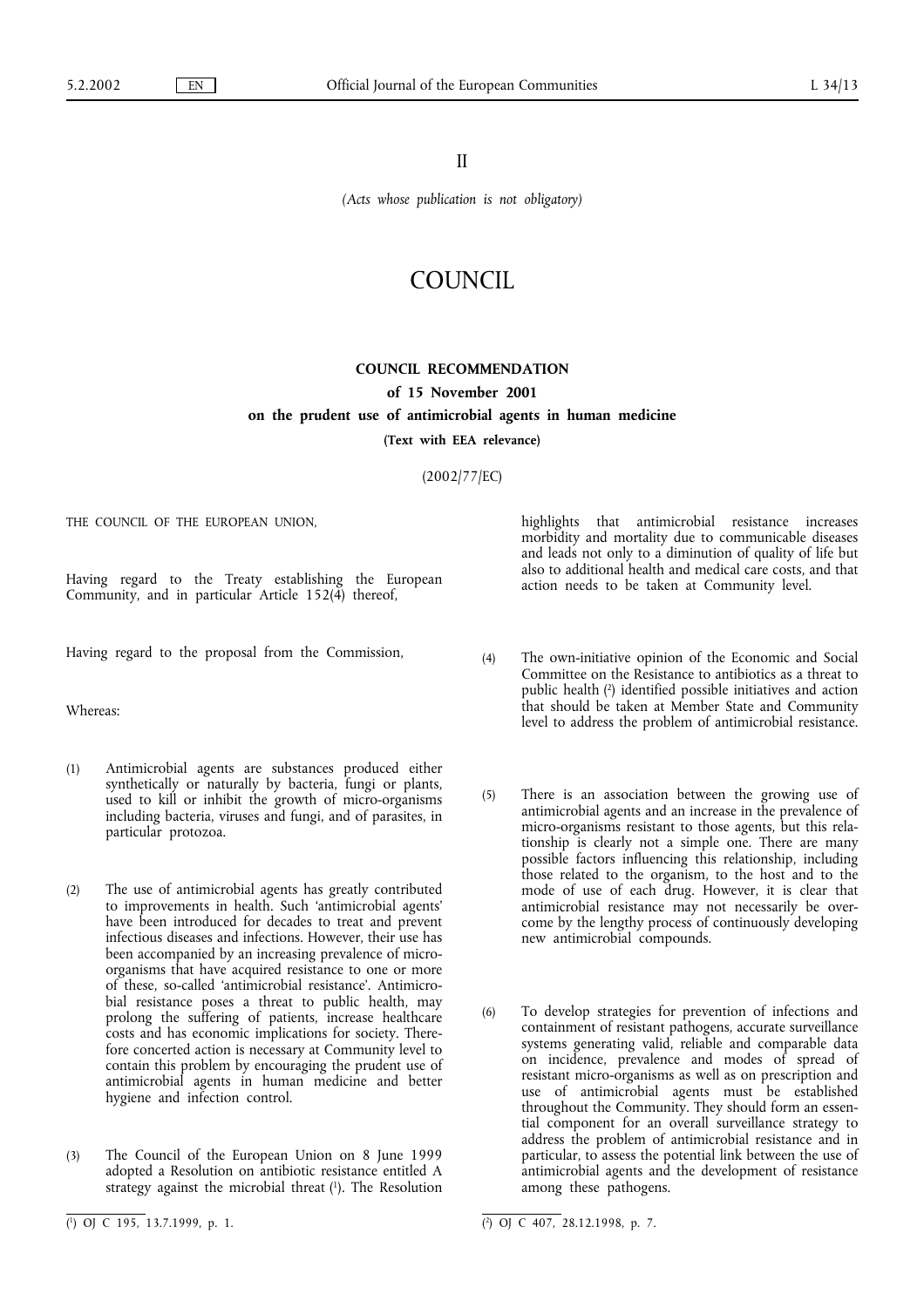II

*(Acts whose publication is not obligatory)*

# COUNCIL

## COUNCIL RECOMMENDATION

### of 15 November 2001

### on the prudent use of antimicrobial agents in human medicine

**(Text with EEA relevance)**

(2002/77/EC)

THE COUNCIL OF THE EUROPEAN UNION,

Having regard to the Treaty establishing the European Community, and in particular Article 152(4) thereof,

Having regard to the proposal from the Commission,

Whereas:

(1) Antimicrobial agents are substances produced either synthetically or naturally by bacteria, fungi or plants, used to kill or inhibit the growth of micro-organisms including bacteria, viruses and fungi, and of parasites, in particular protozoa.

(2) The use of antimicrobial agents has greatly contributed to improvements in health. Such 'antimicrobial agents' have been introduced for decades to treat and prevent infectious diseases and infections. However, their use has been accompanied by an increasing prevalence of micro-organisms that have acquired resistance to one or more of these, so-called 'antimicrobial resistance'. Antimicrobial resistance poses a threat to public health, may prolong the suffering of patients, increase healthcare costs and has economic implications for society. Therefore concerted action is necessary at Community level to contain this problem by encouraging the prudent use of antimicrobial agents in human medicine and better hygiene and infection control.

(3) The Council of the European Union on 8 June 1999 adopted a Resolution on antibiotic resistance entitled A strategy against the microbial threat [1]. The Resolution highlights that antimicrobial resistance increases morbidity and mortality due to communicable diseases and leads not only to a diminution of quality of life but also to additional health and medical care costs, and that action needs to be taken at Community level.

(4) The own-initiative opinion of the Economic and Social Committee on the Resistance to antibiotics as a threat to public health [2] identified possible initiatives and action that should be taken at Member State and Community level to address the problem of antimicrobial resistance.

(5) There is an association between the growing use of antimicrobial agents and an increase in the prevalence of micro-organisms resistant to those agents, but this relationship is clearly not a simple one. There are many possible factors influencing this relationship, including those related to the organism, to the host and to the mode of use of each drug. However, it is clear that antimicrobial resistance may not necessarily be overcome by the lengthy process of continuously developing new antimicrobial compounds.

(6) To develop strategies for prevention of infections and containment of resistant pathogens, accurate surveillance systems generating valid, reliable and comparable data on incidence, prevalence and modes of spread of resistant micro-organisms as well as on prescription and use of antimicrobial agents must be established throughout the Community. They should form an essential component for an overall surveillance strategy to address the problem of antimicrobial resistance and in particular, to assess the potential link between the use of antimicrobial agents and the development of resistance among these pathogens.

---

[1] OJ C 195, 13.7.1999, p. 1.

[2] OJ C 407, 28.12.1998, p. 7.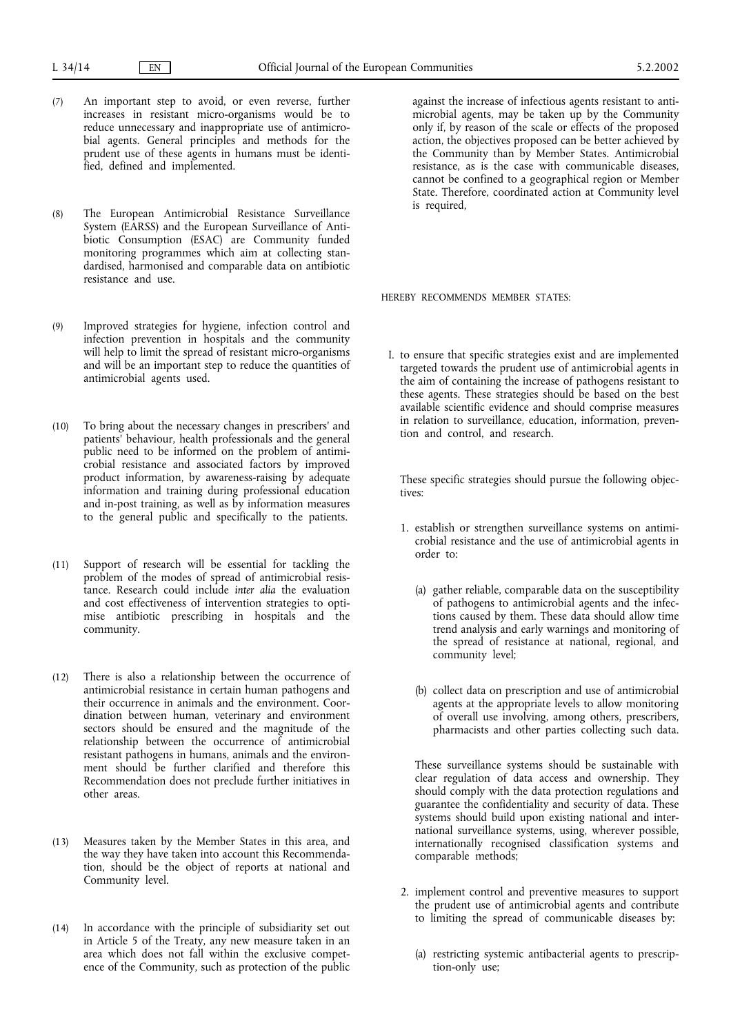(7) An important step to avoid, or even reverse, further increases in resistant micro-organisms would be to reduce unnecessary and inappropriate use of antimicrobial agents. General principles and methods for the prudent use of these agents in humans must be identified, defined and implemented.

(8) The European Antimicrobial Resistance Surveillance System (EARSS) and the European Surveillance of Antibiotic Consumption (ESAC) are Community funded monitoring programmes which aim at collecting standardised, harmonised and comparable data on antibiotic resistance and use.

(9) Improved strategies for hygiene, infection control and infection prevention in hospitals and the community will help to limit the spread of resistant micro-organisms and will be an important step to reduce the quantities of antimicrobial agents used.

(10) To bring about the necessary changes in prescribers' and patients' behaviour, health professionals and the general public need to be informed on the problem of antimicrobial resistance and associated factors by improved product information, by awareness-raising by adequate information and training during professional education and in-post training, as well as by information measures to the general public and specifically to the patients.

(11) Support of research will be essential for tackling the problem of the modes of spread of antimicrobial resistance. Research could include *inter alia* the evaluation and cost effectiveness of intervention strategies to optimise antibiotic prescribing in hospitals and the community.

(12) There is also a relationship between the occurrence of antimicrobial resistance in certain human pathogens and their occurrence in animals and the environment. Coordination between human, veterinary and environment sectors should be ensured and the magnitude of the relationship between the occurrence of antimicrobial resistant pathogens in humans, animals and the environment should be further clarified and therefore this Recommendation does not preclude further initiatives in other areas.

(13) Measures taken by the Member States in this area, and the way they have taken into account this Recommendation, should be the object of reports at national and Community level.

(14) In accordance with the principle of subsidiarity set out in Article 5 of the Treaty, any new measure taken in an area which does not fall within the exclusive competence of the Community, such as protection of the public against the increase of infectious agents resistant to antimicrobial agents, may be taken up by the Community only if, by reason of the scale or effects of the proposed action, the objectives proposed can be better achieved by the Community than by Member States. Antimicrobial resistance, as is the case with communicable diseases, cannot be confined to a geographical region or Member State. Therefore, coordinated action at Community level is required,

HEREBY RECOMMENDS MEMBER STATES:

I. to ensure that specific strategies exist and are implemented targeted towards the prudent use of antimicrobial agents in the aim of containing the increase of pathogens resistant to these agents. These strategies should be based on the best available scientific evidence and should comprise measures in relation to surveillance, education, information, prevention and control, and research.

These specific strategies should pursue the following objectives:

1. establish or strengthen surveillance systems on antimicrobial resistance and the use of antimicrobial agents in order to:

   (a) gather reliable, comparable data on the susceptibility of pathogens to antimicrobial agents and the infections caused by them. These data should allow time trend analysis and early warnings and monitoring of the spread of resistance at national, regional, and community level;

   (b) collect data on prescription and use of antimicrobial agents at the appropriate levels to allow monitoring of overall use involving, among others, prescribers, pharmacists and other parties collecting such data.

   These surveillance systems should be sustainable with clear regulation of data access and ownership. They should comply with the data protection regulations and guarantee the confidentiality and security of data. These systems should build upon existing national and international surveillance systems, using, wherever possible, internationally recognised classification systems and comparable methods;

2. implement control and preventive measures to support the prudent use of antimicrobial agents and contribute to limiting the spread of communicable diseases by:

   (a) restricting systemic antibacterial agents to prescription-only use;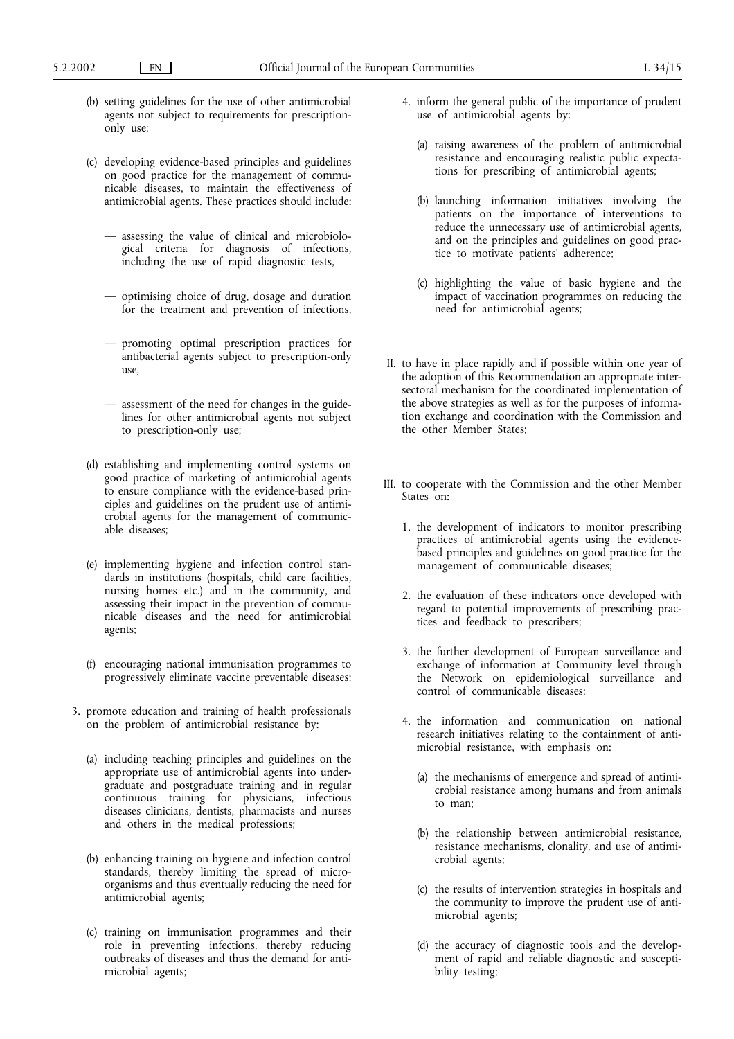(b) setting guidelines for the use of other antimicrobial agents not subject to requirements for prescription-only use;

(c) developing evidence-based principles and guidelines on good practice for the management of communicable diseases, to maintain the effectiveness of antimicrobial agents. These practices should include:

— assessing the value of clinical and microbiological criteria for diagnosis of infections, including the use of rapid diagnostic tests,

— optimising choice of drug, dosage and duration for the treatment and prevention of infections,

— promoting optimal prescription practices for antibacterial agents subject to prescription-only use,

— assessment of the need for changes in the guidelines for other antimicrobial agents not subject to prescription-only use;

(d) establishing and implementing control systems on good practice of marketing of antimicrobial agents to ensure compliance with the evidence-based principles and guidelines on the prudent use of antimicrobial agents for the management of communicable diseases;

(e) implementing hygiene and infection control standards in institutions (hospitals, child care facilities, nursing homes etc.) and in the community, and assessing their impact in the prevention of communicable diseases and the need for antimicrobial agents;

(f) encouraging national immunisation programmes to progressively eliminate vaccine preventable diseases;

3. promote education and training of health professionals on the problem of antimicrobial resistance by:

(a) including teaching principles and guidelines on the appropriate use of antimicrobial agents into undergraduate and postgraduate training and in regular continuous training for physicians, infectious diseases clinicians, dentists, pharmacists and nurses and others in the medical professions;

(b) enhancing training on hygiene and infection control standards, thereby limiting the spread of micro-organisms and thus eventually reducing the need for antimicrobial agents;

(c) training on immunisation programmes and their role in preventing infections, thereby reducing outbreaks of diseases and thus the demand for antimicrobial agents;

4. inform the general public of the importance of prudent use of antimicrobial agents by:

(a) raising awareness of the problem of antimicrobial resistance and encouraging realistic public expectations for prescribing of antimicrobial agents;

(b) launching information initiatives involving the patients on the importance of interventions to reduce the unnecessary use of antimicrobial agents, and on the principles and guidelines on good practice to motivate patients' adherence;

(c) highlighting the value of basic hygiene and the impact of vaccination programmes on reducing the need for antimicrobial agents;

II. to have in place rapidly and if possible within one year of the adoption of this Recommendation an appropriate intersectoral mechanism for the coordinated implementation of the above strategies as well as for the purposes of information exchange and coordination with the Commission and the other Member States;

III. to cooperate with the Commission and the other Member States on:

1. the development of indicators to monitor prescribing practices of antimicrobial agents using the evidence-based principles and guidelines on good practice for the management of communicable diseases;

2. the evaluation of these indicators once developed with regard to potential improvements of prescribing practices and feedback to prescribers;

3. the further development of European surveillance and exchange of information at Community level through the Network on epidemiological surveillance and control of communicable diseases;

4. the information and communication on national research initiatives relating to the containment of antimicrobial resistance, with emphasis on:

(a) the mechanisms of emergence and spread of antimicrobial resistance among humans and from animals to man;

(b) the relationship between antimicrobial resistance, resistance mechanisms, clonality, and use of antimicrobial agents;

(c) the results of intervention strategies in hospitals and the community to improve the prudent use of antimicrobial agents;

(d) the accuracy of diagnostic tools and the development of rapid and reliable diagnostic and susceptibility testing;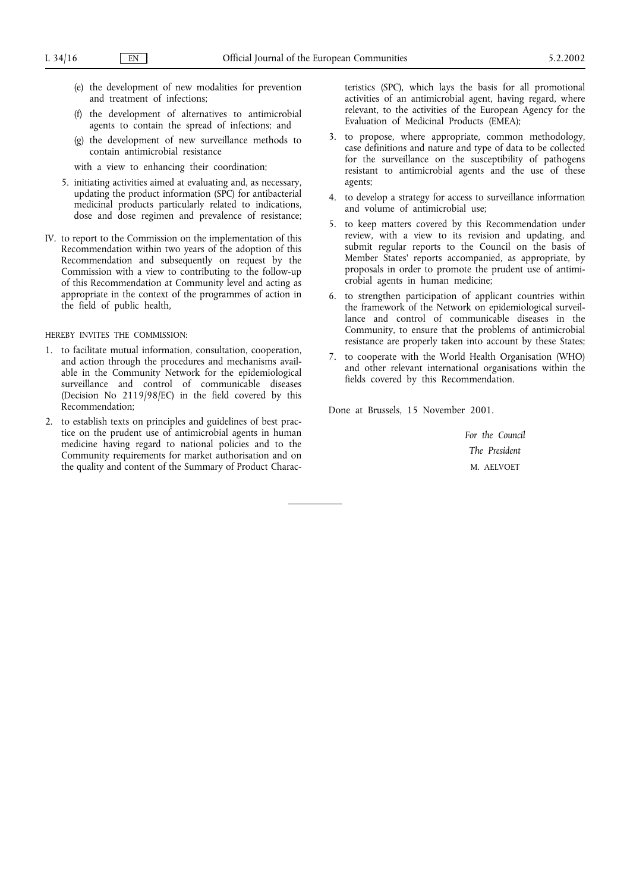(e) the development of new modalities for prevention and treatment of infections;

(f) the development of alternatives to antimicrobial agents to contain the spread of infections; and

(g) the development of new surveillance methods to contain antimicrobial resistance

with a view to enhancing their coordination;

5. initiating activities aimed at evaluating and, as necessary, updating the product information (SPC) for antibacterial medicinal products particularly related to indications, dose and dose regimen and prevalence of resistance;

IV. to report to the Commission on the implementation of this Recommendation within two years of the adoption of this Recommendation and subsequently on request by the Commission with a view to contributing to the follow-up of this Recommendation at Community level and acting as appropriate in the context of the programmes of action in the field of public health,

HEREBY INVITES THE COMMISSION:

1. to facilitate mutual information, consultation, cooperation, and action through the procedures and mechanisms available in the Community Network for the epidemiological surveillance and control of communicable diseases (Decision No 2119/98/EC) in the field covered by this Recommendation;

2. to establish texts on principles and guidelines of best practice on the prudent use of antimicrobial agents in human medicine having regard to national policies and to the Community requirements for market authorisation and on the quality and content of the Summary of Product Characteristics (SPC), which lays the basis for all promotional activities of an antimicrobial agent, having regard, where relevant, to the activities of the European Agency for the Evaluation of Medicinal Products (EMEA);

3. to propose, where appropriate, common methodology, case definitions and nature and type of data to be collected for the surveillance on the susceptibility of pathogens resistant to antimicrobial agents and the use of these agents;

4. to develop a strategy for access to surveillance information and volume of antimicrobial use;

5. to keep matters covered by this Recommendation under review, with a view to its revision and updating, and submit regular reports to the Council on the basis of Member States' reports accompanied, as appropriate, by proposals in order to promote the prudent use of antimicrobial agents in human medicine;

6. to strengthen participation of applicant countries within the framework of the Network on epidemiological surveillance and control of communicable diseases in the Community, to ensure that the problems of antimicrobial resistance are properly taken into account by these States;

7. to cooperate with the World Health Organisation (WHO) and other relevant international organisations within the fields covered by this Recommendation.

Done at Brussels, 15 November 2001.

*For the Council*

*The President*

M. AELVOET